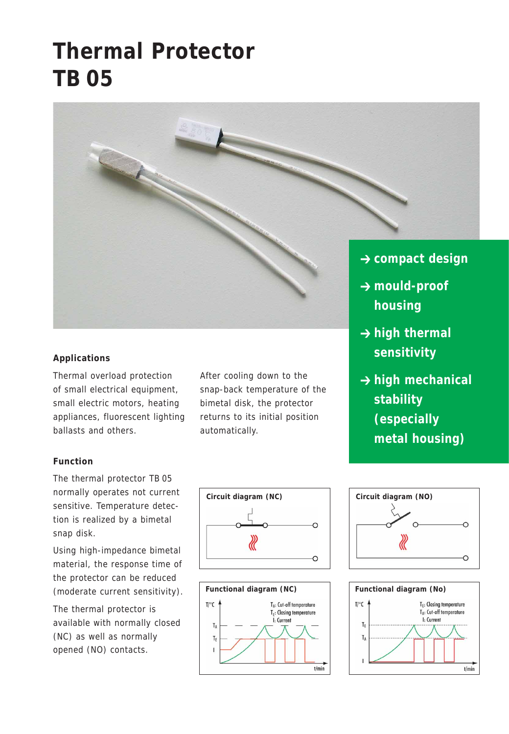# Thermal Protector TB 05

- → compact design
- → mould-proof housing
- → high thermal sensitivity
- → high mechanical stability (especially metal housing)

### Applications

Thermal overload protection of small electrical equipment, small electric motors, heating appliances, fluorescent lighting ballasts and others.

After cooling down to the snap-back temperature of the bimetal disk, the protector returns to its initial position automatically.

### Function

The thermal protector TB 05 normally operates not current sensitive. Temperature detection is realized by a bimetal snap disk.

Using high-impedance bimetal material, the response time of the protector can be reduced (moderate current sensitivity).

The thermal protector is available with normally closed (NC) as well as normally opened (NO) contacts.

**Circuit diagram (NC)**

**Circuit diagram (NO)**

**Functional diagram (NC)**

T/°C; $T_A$: Cut-off temperature; $T_E$: Closing temperature; I: Current; t/min

**Functional diagram (No)**

T/°C; $T_E$: Closing temperature; $T_A$: Cut-off temperature; I: Current; t/min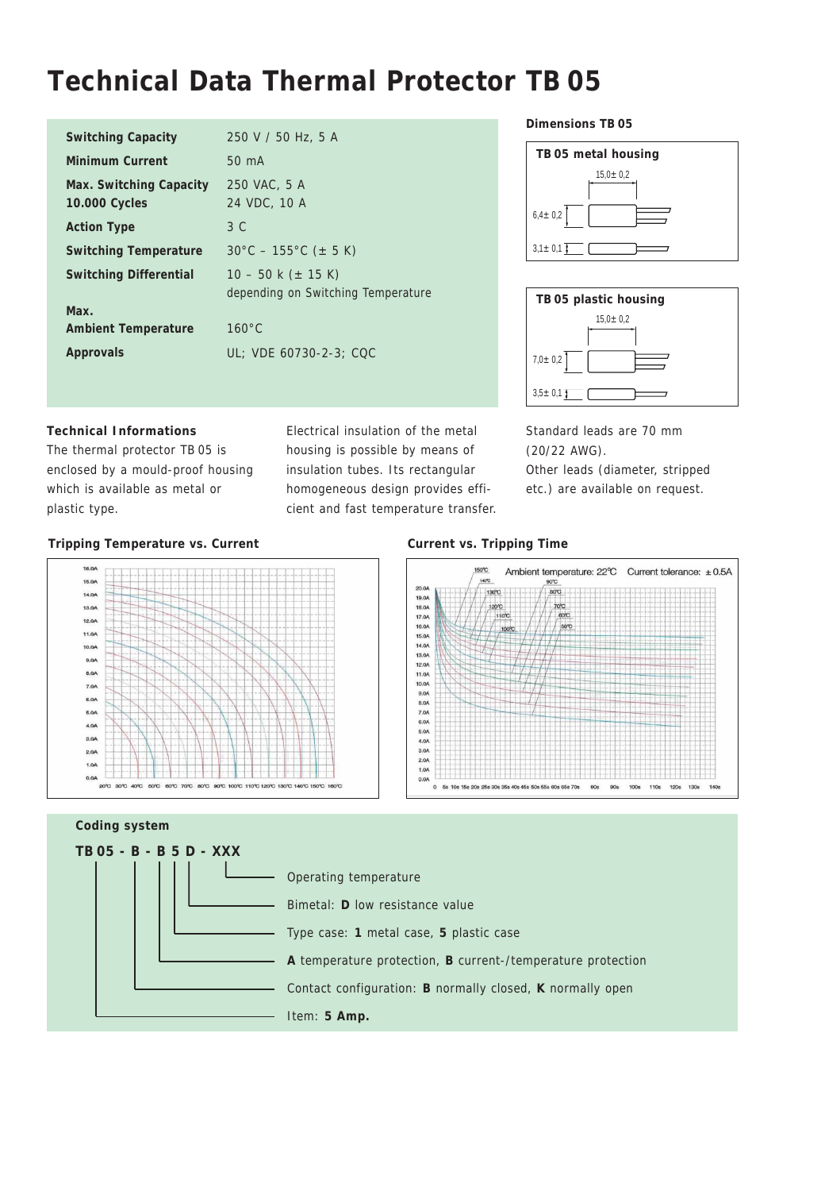# Technical Data Thermal Protector TB 05

| | |
|---|---|
| **Switching Capacity** | 250 V / 50 Hz, 5 A |
| **Minimum Current** | 50 mA |
| **Max. Switching Capacity 10.000 Cycles** | 250 VAC, 5 A<br>24 VDC, 10 A |
| **Action Type** | 3 C |
| **Switching Temperature** | 30°C – 155°C (± 5 K) |
| **Switching Differential** | 10 – 50 k (± 15 K)<br>depending on Switching Temperature |
| **Max. Ambient Temperature** | 160°C |
| **Approvals** | UL; VDE 60730-2-3; CQC |

**Dimensions TB 05**

**TB 05 metal housing**

15,0± 0,2

6,4± 0,2

3,1± 0,1

**TB 05 plastic housing**

15,0± 0,2

7,0± 0,2

3,5± 0,1

**Technical Informations**

The thermal protector TB 05 is enclosed by a mould-proof housing which is available as metal or plastic type.

Electrical insulation of the metal housing is possible by means of insulation tubes. Its rectangular homogeneous design provides efficient and fast temperature transfer.

Standard leads are 70 mm (20/22 AWG).
Other leads (diameter, stripped etc.) are available on request.

**Tripping Temperature vs. Current**

16.0A
15.0A
14.0A
13.0A
12.0A
11.0A
10.0A
9.0A
8.0A
7.0A
6.0A
5.0A
4.0A
3.0A
2.0A
1.0A
0.0A

20°C 30°C 40°C 50°C 60°C 70°C 80°C 90°C 100°C 110°C 120°C 130°C 140°C 150°C 160°C

**Current vs. Tripping Time**

Ambient temperature: 22°C Current tolerance: ± 0.5A

150°C
140°C
130°C
120°C
110°C
100°C
90°C
80°C
70°C
60°C
50°C

20.0A
19.0A
18.0A
17.0A
16.0A
15.0A
14.0A
13.0A
12.0A
11.0A
10.0A
9.0A
8.0A
7.0A
6.0A
5.0A
4.0A
3.0A
2.0A
1.0A
0.0A

0 5s 10s 15s 20s 25s 30s 35s 40s 45s 50s 55s 60s 65s 70s 80s 90s 100s 110s 120s 130s 140s

**Coding system**

**TB 05 - B - B 5 D - XXX**

- Operating temperature
- Bimetal: **D** low resistance value
- Type case: **1** metal case, **5** plastic case
- **A** temperature protection, **B** current-/temperature protection
- Contact configuration: **B** normally closed, **K** normally open
- Item: **5 Amp.**